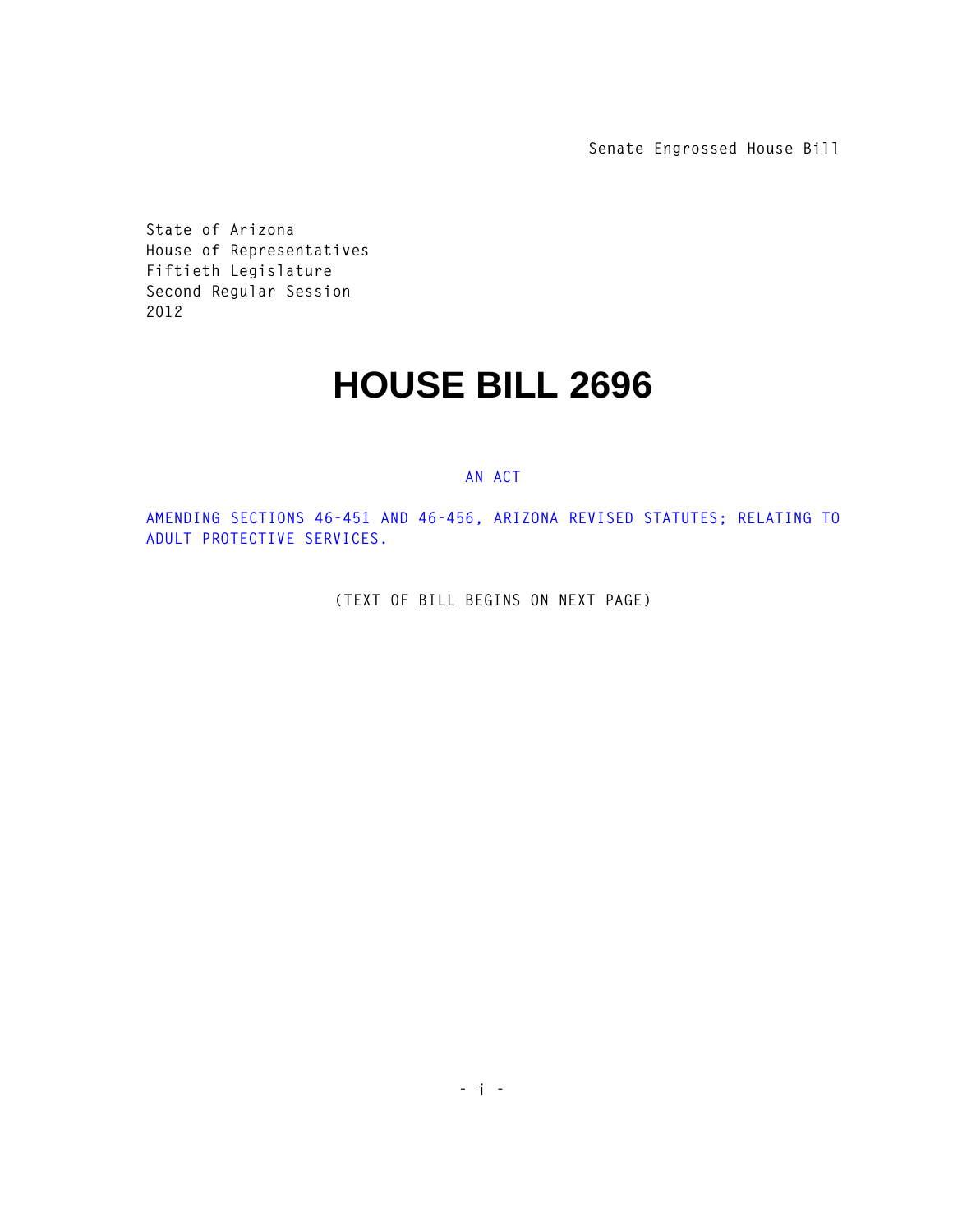Senate Engrossed House Bill

State of Arizona
House of Representatives
Fiftieth Legislature
Second Regular Session
2012

# HOUSE BILL 2696

AN ACT

AMENDING SECTIONS 46-451 AND 46-456, ARIZONA REVISED STATUTES; RELATING TO ADULT PROTECTIVE SERVICES.

(TEXT OF BILL BEGINS ON NEXT PAGE)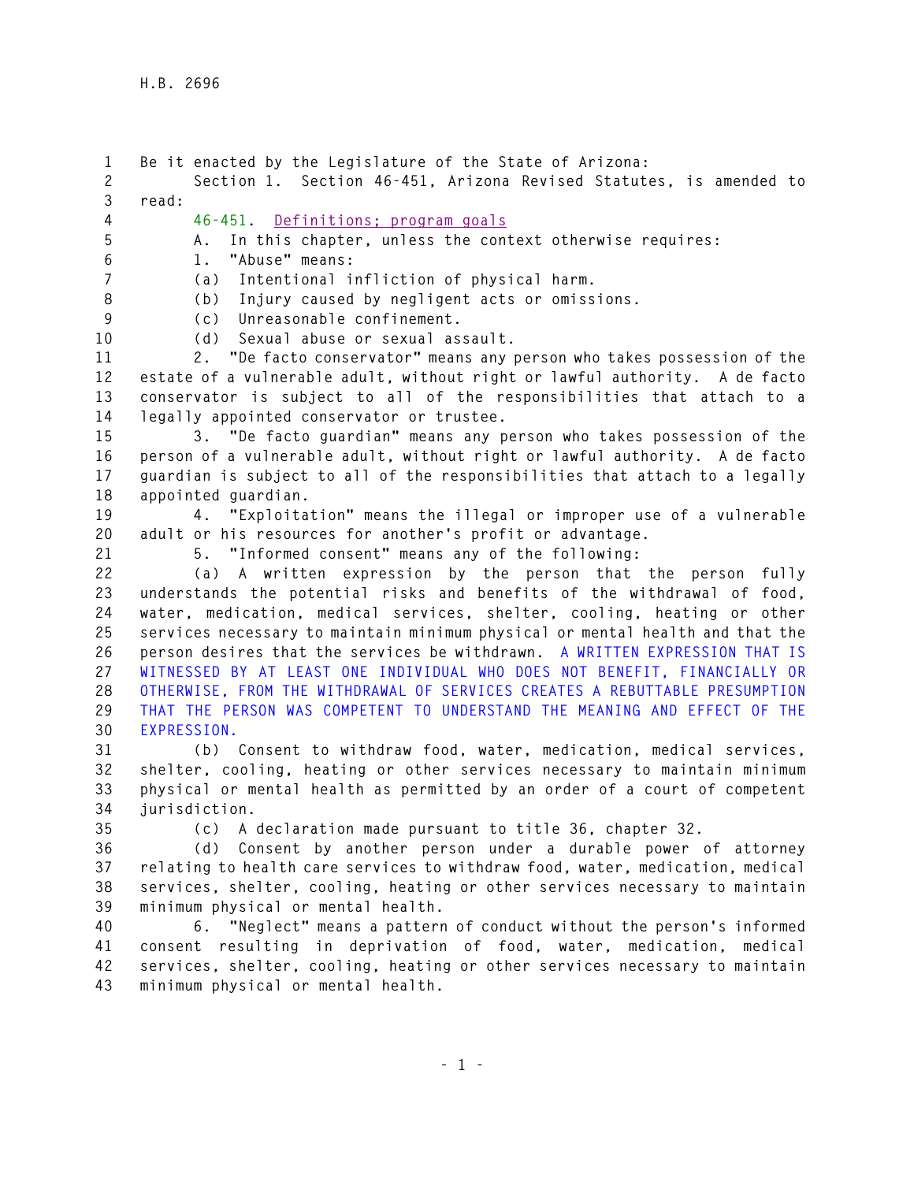Be it enacted by the Legislature of the State of Arizona:

Section 1. Section 46-451, Arizona Revised Statutes, is amended to read:

46-451. Definitions; program goals

A. In this chapter, unless the context otherwise requires:

1. "Abuse" means:

(a) Intentional infliction of physical harm.

(b) Injury caused by negligent acts or omissions.

(c) Unreasonable confinement.

(d) Sexual abuse or sexual assault.

2. "De facto conservator" means any person who takes possession of the estate of a vulnerable adult, without right or lawful authority. A de facto conservator is subject to all of the responsibilities that attach to a legally appointed conservator or trustee.

3. "De facto guardian" means any person who takes possession of the person of a vulnerable adult, without right or lawful authority. A de facto guardian is subject to all of the responsibilities that attach to a legally appointed guardian.

4. "Exploitation" means the illegal or improper use of a vulnerable adult or his resources for another's profit or advantage.

5. "Informed consent" means any of the following:

(a) A written expression by the person that the person fully understands the potential risks and benefits of the withdrawal of food, water, medication, medical services, shelter, cooling, heating or other services necessary to maintain minimum physical or mental health and that the person desires that the services be withdrawn. A WRITTEN EXPRESSION THAT IS WITNESSED BY AT LEAST ONE INDIVIDUAL WHO DOES NOT BENEFIT, FINANCIALLY OR OTHERWISE, FROM THE WITHDRAWAL OF SERVICES CREATES A REBUTTABLE PRESUMPTION THAT THE PERSON WAS COMPETENT TO UNDERSTAND THE MEANING AND EFFECT OF THE EXPRESSION.

(b) Consent to withdraw food, water, medication, medical services, shelter, cooling, heating or other services necessary to maintain minimum physical or mental health as permitted by an order of a court of competent jurisdiction.

(c) A declaration made pursuant to title 36, chapter 32.

(d) Consent by another person under a durable power of attorney relating to health care services to withdraw food, water, medication, medical services, shelter, cooling, heating or other services necessary to maintain minimum physical or mental health.

6. "Neglect" means a pattern of conduct without the person's informed consent resulting in deprivation of food, water, medication, medical services, shelter, cooling, heating or other services necessary to maintain minimum physical or mental health.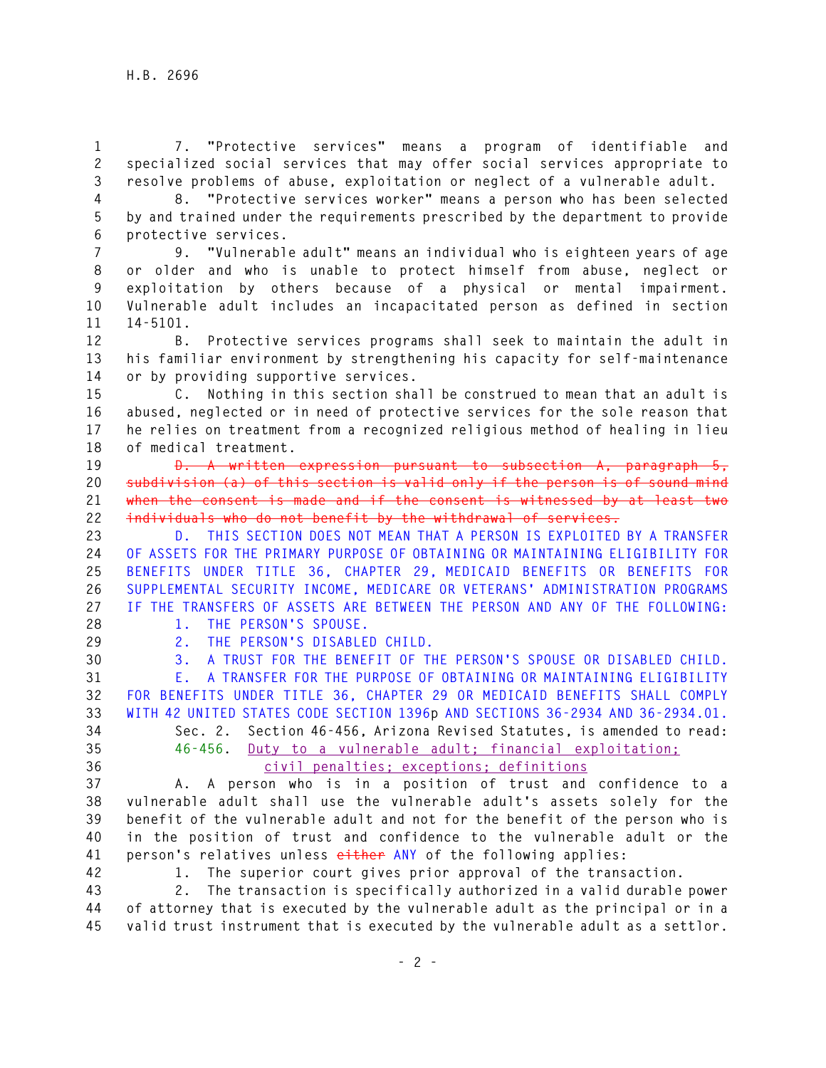7. "Protective services" means a program of identifiable and specialized social services that may offer social services appropriate to resolve problems of abuse, exploitation or neglect of a vulnerable adult.

8. "Protective services worker" means a person who has been selected by and trained under the requirements prescribed by the department to provide protective services.

9. "Vulnerable adult" means an individual who is eighteen years of age or older and who is unable to protect himself from abuse, neglect or exploitation by others because of a physical or mental impairment. Vulnerable adult includes an incapacitated person as defined in section 14-5101.

B. Protective services programs shall seek to maintain the adult in his familiar environment by strengthening his capacity for self-maintenance or by providing supportive services.

C. Nothing in this section shall be construed to mean that an adult is abused, neglected or in need of protective services for the sole reason that he relies on treatment from a recognized religious method of healing in lieu of medical treatment.

~~D. A written expression pursuant to subsection A, paragraph 5, subdivision (a) of this section is valid only if the person is of sound mind when the consent is made and if the consent is witnessed by at least two individuals who do not benefit by the withdrawal of services.~~

D. THIS SECTION DOES NOT MEAN THAT A PERSON IS EXPLOITED BY A TRANSFER OF ASSETS FOR THE PRIMARY PURPOSE OF OBTAINING OR MAINTAINING ELIGIBILITY FOR BENEFITS UNDER TITLE 36, CHAPTER 29, MEDICAID BENEFITS OR BENEFITS FOR SUPPLEMENTAL SECURITY INCOME, MEDICARE OR VETERANS' ADMINISTRATION PROGRAMS IF THE TRANSFERS OF ASSETS ARE BETWEEN THE PERSON AND ANY OF THE FOLLOWING:

1. THE PERSON'S SPOUSE.

2. THE PERSON'S DISABLED CHILD.

3. A TRUST FOR THE BENEFIT OF THE PERSON'S SPOUSE OR DISABLED CHILD.

E. A TRANSFER FOR THE PURPOSE OF OBTAINING OR MAINTAINING ELIGIBILITY FOR BENEFITS UNDER TITLE 36, CHAPTER 29 OR MEDICAID BENEFITS SHALL COMPLY WITH 42 UNITED STATES CODE SECTION 1396p AND SECTIONS 36-2934 AND 36-2934.01.

Sec. 2. Section 46-456, Arizona Revised Statutes, is amended to read:

46-456. Duty to a vulnerable adult; financial exploitation; civil penalties; exceptions; definitions

A. A person who is in a position of trust and confidence to a vulnerable adult shall use the vulnerable adult's assets solely for the benefit of the vulnerable adult and not for the benefit of the person who is in the position of trust and confidence to the vulnerable adult or the person's relatives unless ~~either~~ ANY of the following applies:

1. The superior court gives prior approval of the transaction.

2. The transaction is specifically authorized in a valid durable power of attorney that is executed by the vulnerable adult as the principal or in a valid trust instrument that is executed by the vulnerable adult as a settlor.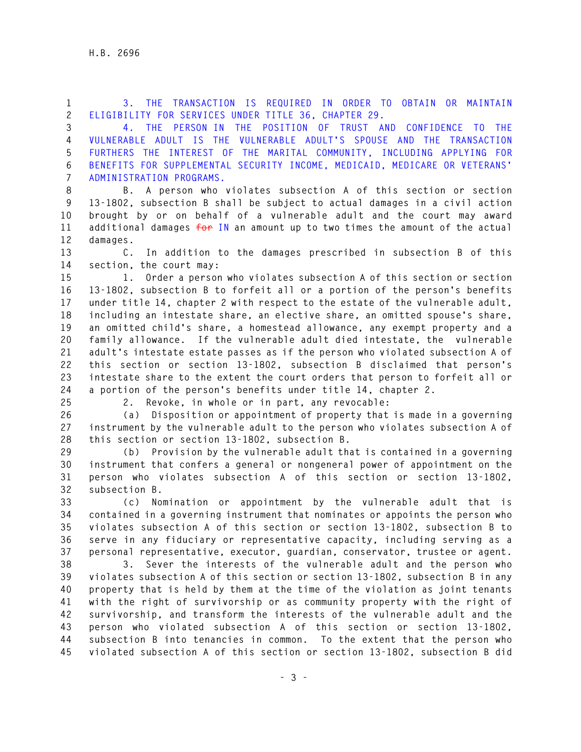3. THE TRANSACTION IS REQUIRED IN ORDER TO OBTAIN OR MAINTAIN ELIGIBILITY FOR SERVICES UNDER TITLE 36, CHAPTER 29.

4. THE PERSON IN THE POSITION OF TRUST AND CONFIDENCE TO THE VULNERABLE ADULT IS THE VULNERABLE ADULT'S SPOUSE AND THE TRANSACTION FURTHERS THE INTEREST OF THE MARITAL COMMUNITY, INCLUDING APPLYING FOR BENEFITS FOR SUPPLEMENTAL SECURITY INCOME, MEDICAID, MEDICARE OR VETERANS' ADMINISTRATION PROGRAMS.

B. A person who violates subsection A of this section or section 13-1802, subsection B shall be subject to actual damages in a civil action brought by or on behalf of a vulnerable adult and the court may award additional damages ~~for~~ IN an amount up to two times the amount of the actual damages.

C. In addition to the damages prescribed in subsection B of this section, the court may:

1. Order a person who violates subsection A of this section or section 13-1802, subsection B to forfeit all or a portion of the person's benefits under title 14, chapter 2 with respect to the estate of the vulnerable adult, including an intestate share, an elective share, an omitted spouse's share, an omitted child's share, a homestead allowance, any exempt property and a family allowance. If the vulnerable adult died intestate, the vulnerable adult's intestate estate passes as if the person who violated subsection A of this section or section 13-1802, subsection B disclaimed that person's intestate share to the extent the court orders that person to forfeit all or a portion of the person's benefits under title 14, chapter 2.

2. Revoke, in whole or in part, any revocable:

(a) Disposition or appointment of property that is made in a governing instrument by the vulnerable adult to the person who violates subsection A of this section or section 13-1802, subsection B.

(b) Provision by the vulnerable adult that is contained in a governing instrument that confers a general or nongeneral power of appointment on the person who violates subsection A of this section or section 13-1802, subsection B.

(c) Nomination or appointment by the vulnerable adult that is contained in a governing instrument that nominates or appoints the person who violates subsection A of this section or section 13-1802, subsection B to serve in any fiduciary or representative capacity, including serving as a personal representative, executor, guardian, conservator, trustee or agent.

3. Sever the interests of the vulnerable adult and the person who violates subsection A of this section or section 13-1802, subsection B in any property that is held by them at the time of the violation as joint tenants with the right of survivorship or as community property with the right of survivorship, and transform the interests of the vulnerable adult and the person who violated subsection A of this section or section 13-1802, subsection B into tenancies in common. To the extent that the person who violated subsection A of this section or section 13-1802, subsection B did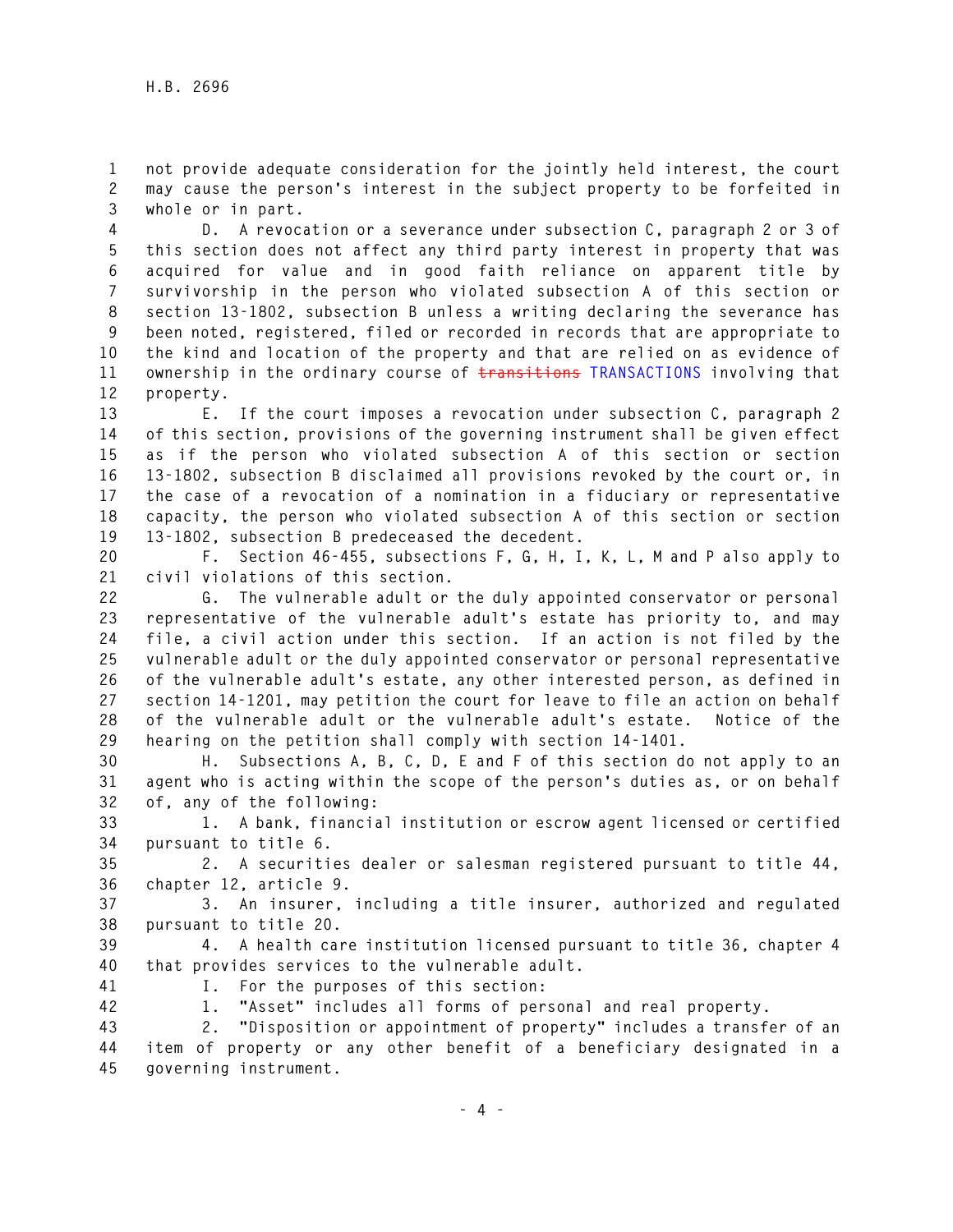not provide adequate consideration for the jointly held interest, the court may cause the person's interest in the subject property to be forfeited in whole or in part.

D. A revocation or a severance under subsection C, paragraph 2 or 3 of this section does not affect any third party interest in property that was acquired for value and in good faith reliance on apparent title by survivorship in the person who violated subsection A of this section or section 13-1802, subsection B unless a writing declaring the severance has been noted, registered, filed or recorded in records that are appropriate to the kind and location of the property and that are relied on as evidence of ownership in the ordinary course of ~~transitions~~ TRANSACTIONS involving that property.

E. If the court imposes a revocation under subsection C, paragraph 2 of this section, provisions of the governing instrument shall be given effect as if the person who violated subsection A of this section or section 13-1802, subsection B disclaimed all provisions revoked by the court or, in the case of a revocation of a nomination in a fiduciary or representative capacity, the person who violated subsection A of this section or section 13-1802, subsection B predeceased the decedent.

F. Section 46-455, subsections F, G, H, I, K, L, M and P also apply to civil violations of this section.

G. The vulnerable adult or the duly appointed conservator or personal representative of the vulnerable adult's estate has priority to, and may file, a civil action under this section. If an action is not filed by the vulnerable adult or the duly appointed conservator or personal representative of the vulnerable adult's estate, any other interested person, as defined in section 14-1201, may petition the court for leave to file an action on behalf of the vulnerable adult or the vulnerable adult's estate. Notice of the hearing on the petition shall comply with section 14-1401.

H. Subsections A, B, C, D, E and F of this section do not apply to an agent who is acting within the scope of the person's duties as, or on behalf of, any of the following:

1. A bank, financial institution or escrow agent licensed or certified pursuant to title 6.

2. A securities dealer or salesman registered pursuant to title 44, chapter 12, article 9.

3. An insurer, including a title insurer, authorized and regulated pursuant to title 20.

4. A health care institution licensed pursuant to title 36, chapter 4 that provides services to the vulnerable adult.

I. For the purposes of this section:

1. "Asset" includes all forms of personal and real property.

2. "Disposition or appointment of property" includes a transfer of an item of property or any other benefit of a beneficiary designated in a governing instrument.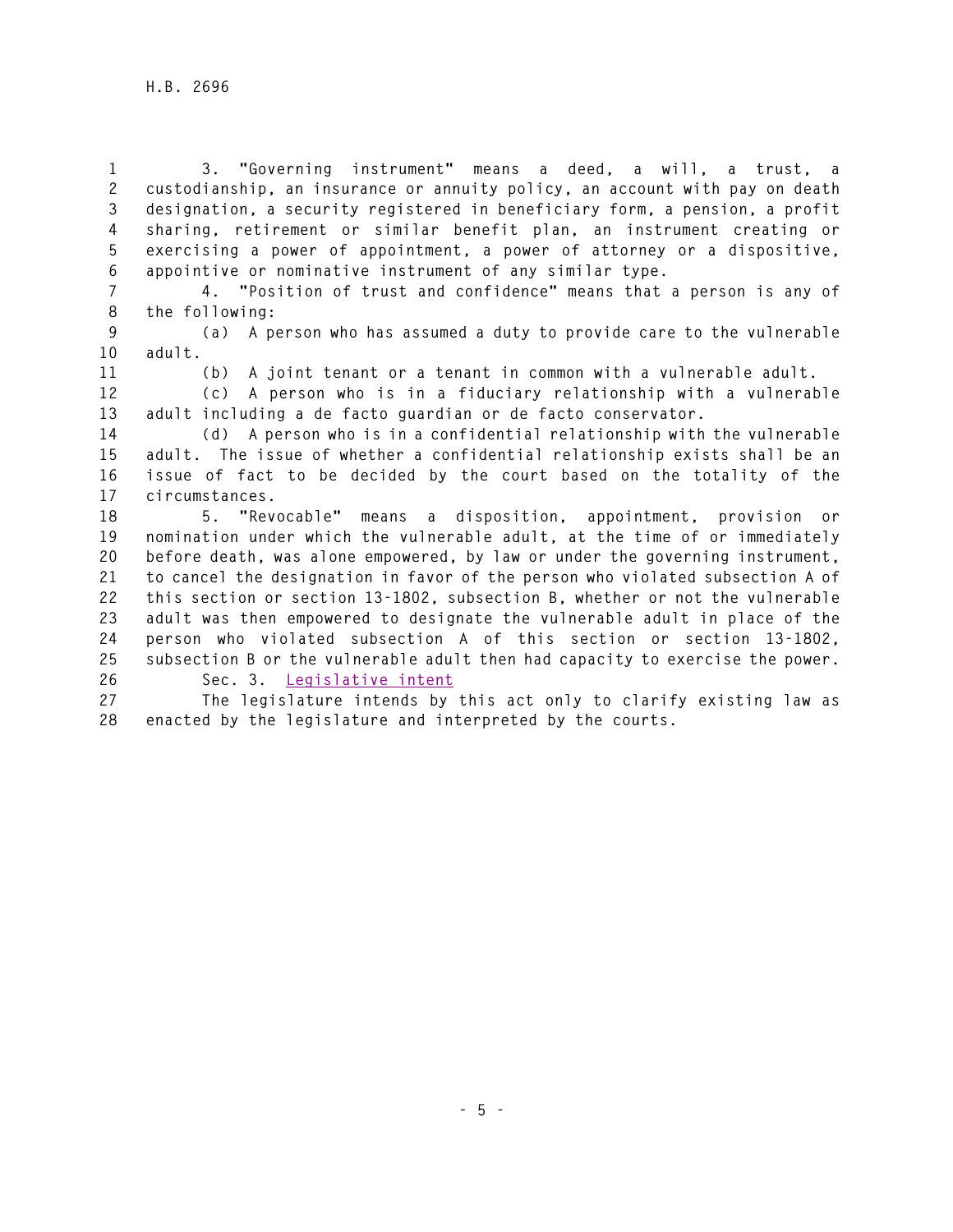3. "Governing instrument" means a deed, a will, a trust, a custodianship, an insurance or annuity policy, an account with pay on death designation, a security registered in beneficiary form, a pension, a profit sharing, retirement or similar benefit plan, an instrument creating or exercising a power of appointment, a power of attorney or a dispositive, appointive or nominative instrument of any similar type.

4. "Position of trust and confidence" means that a person is any of the following:

(a) A person who has assumed a duty to provide care to the vulnerable adult.

(b) A joint tenant or a tenant in common with a vulnerable adult.

(c) A person who is in a fiduciary relationship with a vulnerable adult including a de facto guardian or de facto conservator.

(d) A person who is in a confidential relationship with the vulnerable adult. The issue of whether a confidential relationship exists shall be an issue of fact to be decided by the court based on the totality of the circumstances.

5. "Revocable" means a disposition, appointment, provision or nomination under which the vulnerable adult, at the time of or immediately before death, was alone empowered, by law or under the governing instrument, to cancel the designation in favor of the person who violated subsection A of this section or section 13-1802, subsection B, whether or not the vulnerable adult was then empowered to designate the vulnerable adult in place of the person who violated subsection A of this section or section 13-1802, subsection B or the vulnerable adult then had capacity to exercise the power.

Sec. 3. Legislative intent

The legislature intends by this act only to clarify existing law as enacted by the legislature and interpreted by the courts.